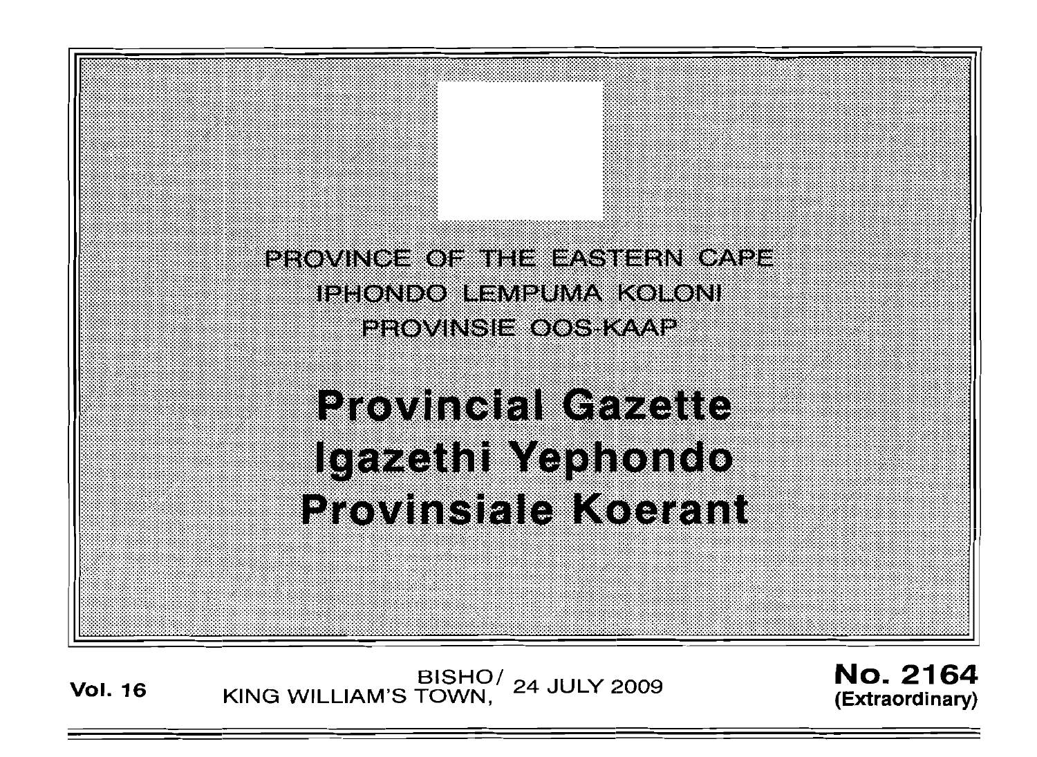PROVINCE OF THE EASTERN CAPE
IPHONDO LEMPUMA KOLONI
PROVINSIE OOS-KAAP

# Provincial Gazette
# Igazethi Yephondo
# Provinsiale Koerant

**Vol. 16** BISHO/ KING WILLIAM'S TOWN, 24 JULY 2009 **No. 2164 (Extraordinary)**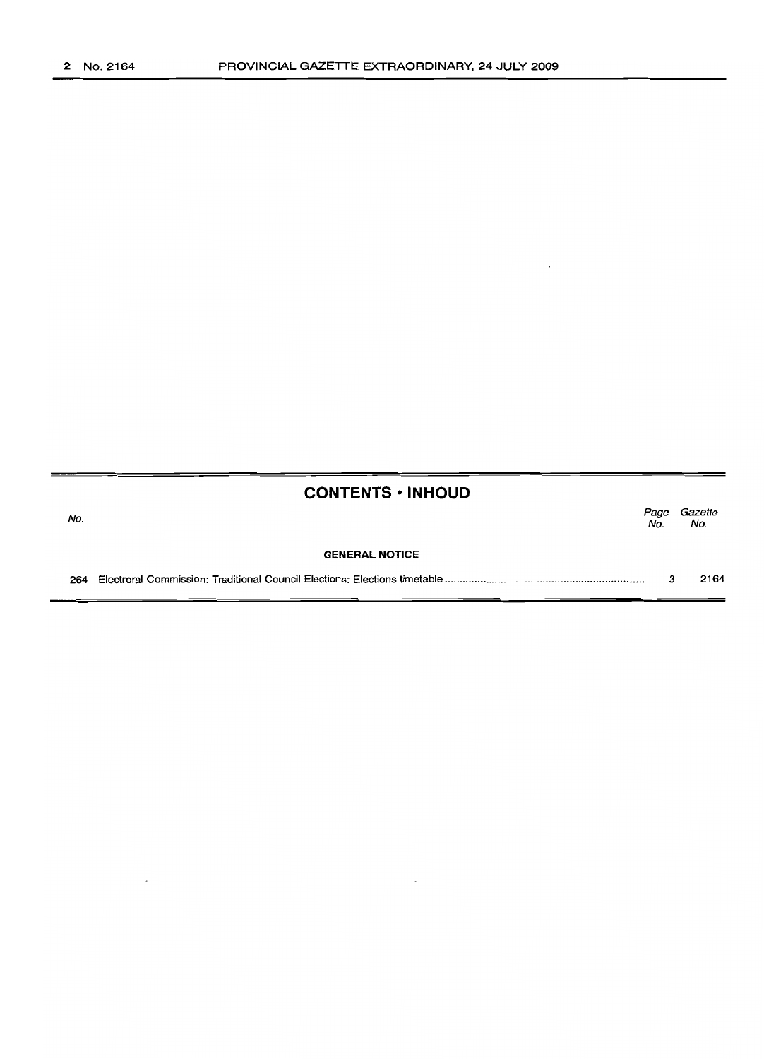## CONTENTS • INHOUD

| No. | | Page No. | Gazette No. |
|---|---|---|---|
| | **GENERAL NOTICE** | | |
| 264 | Electroral Commission: Traditional Council Elections: Elections timetable | 3 | 2164 |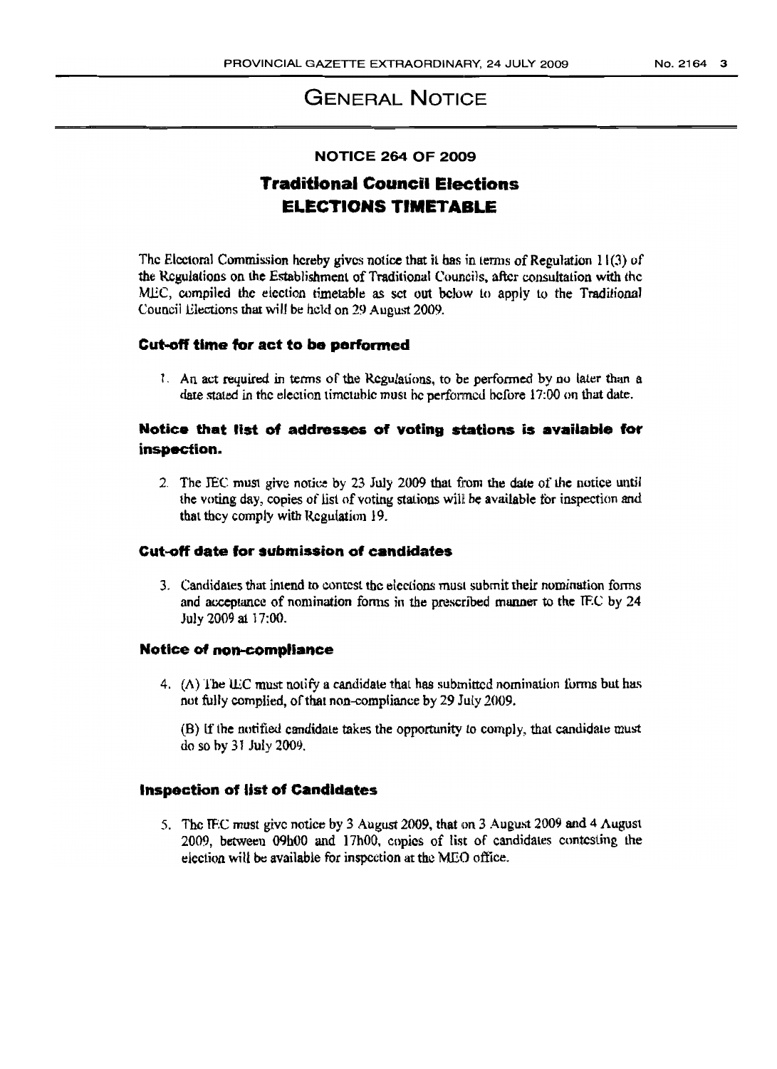# General Notice

## NOTICE 264 OF 2009

## Traditional Council Elections

## ELECTIONS TIMETABLE

The Electoral Commission hereby gives notice that it has in terms of Regulation 11(3) of the Regulations on the Establishment of Traditional Councils, after consultation with the MEC, compiled the election timetable as set out below to apply to the Traditional Council Elections that will be held on 29 August 2009.

### Cut-off time for act to be performed

1. An act required in terms of the Regulations, to be performed by no later than a date stated in the election timetable must be performed before 17:00 on that date.

### Notice that list of addresses of voting stations is available for inspection.

2. The IEC must give notice by 23 July 2009 that from the date of the notice until the voting day, copies of list of voting stations will be available for inspection and that they comply with Regulation 19.

### Cut-off date for submission of candidates

3. Candidates that intend to contest the elections must submit their nomination forms and acceptance of nomination forms in the prescribed manner to the IEC by 24 July 2009 at 17:00.

### Notice of non-compliance

4. (A) The IEC must notify a candidate that has submitted nomination forms but has not fully complied, of that non-compliance by 29 July 2009.

   (B) If the notified candidate takes the opportunity to comply, that candidate must do so by 31 July 2009.

### Inspection of list of Candidates

5. The IEC must give notice by 3 August 2009, that on 3 August 2009 and 4 August 2009, between 09h00 and 17h00, copies of list of candidates contesting the election will be available for inspection at the MEO office.